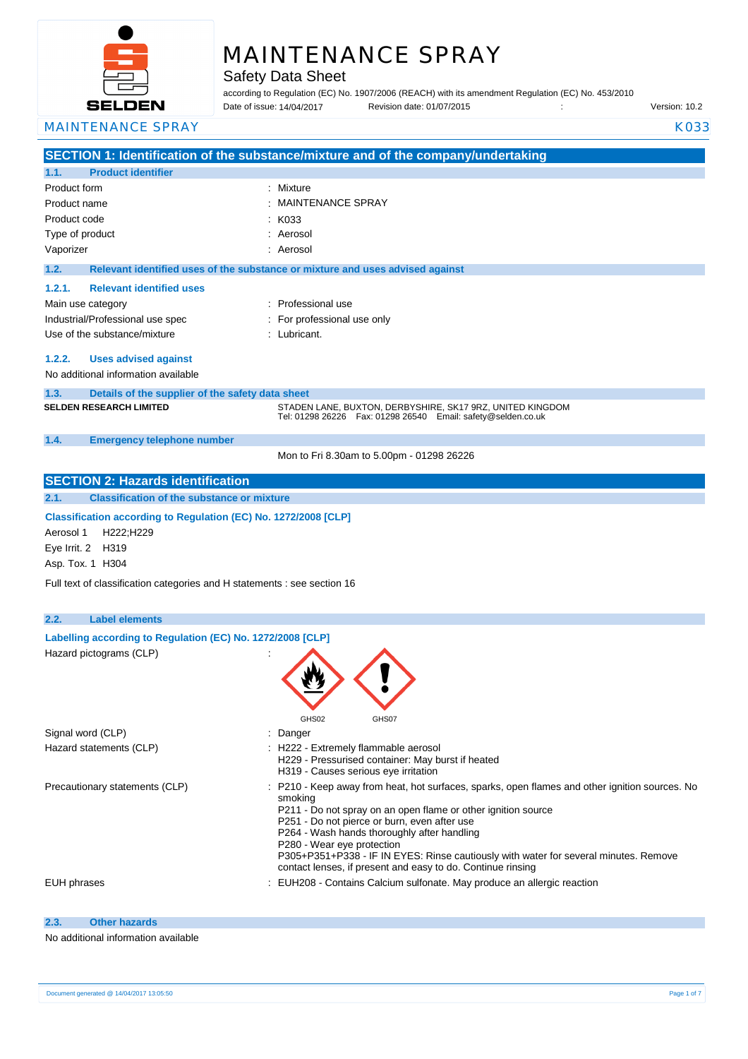# MAINTENANCE SPRAY

## Safety Data Sheet

according to Regulation (EC) No. 1907/2006 (REACH) with its amendment Regulation (EC) No. 453/2010

Date of issue: 14/04/2017 Revision date: 01/07/2015 : Version: 10.2

MAINTENANCE SPRAY K033

## SECTION 1: Identification of the substance/mixture and of the company/undertaking

### 1.1. Product identifier

| | |
|---|---|
| Product form | : Mixture |
| Product name | : MAINTENANCE SPRAY |
| Product code | : K033 |
| Type of product | : Aerosol |
| Vaporizer | : Aerosol |

### 1.2. Relevant identified uses of the substance or mixture and uses advised against

#### 1.2.1. Relevant identified uses

| | |
|---|---|
| Main use category | : Professional use |
| Industrial/Professional use spec | : For professional use only |
| Use of the substance/mixture | : Lubricant. |

#### 1.2.2. Uses advised against

No additional information available

### 1.3. Details of the supplier of the safety data sheet

**SELDEN RESEARCH LIMITED**

STADEN LANE, BUXTON, DERBYSHIRE, SK17 9RZ, UNITED KINGDOM
Tel: 01298 26226 Fax: 01298 26540 Email: safety@selden.co.uk

### 1.4. Emergency telephone number

Mon to Fri 8.30am to 5.00pm - 01298 26226

## SECTION 2: Hazards identification

### 2.1. Classification of the substance or mixture

**Classification according to Regulation (EC) No. 1272/2008 [CLP]**

Aerosol 1 H222;H229

Eye Irrit. 2 H319

Asp. Tox. 1 H304

Full text of classification categories and H statements : see section 16

### 2.2. Label elements

**Labelling according to Regulation (EC) No. 1272/2008 [CLP]**

Hazard pictograms (CLP) :

GHS02 GHS07

| | |
|---|---|
| Signal word (CLP) | : Danger |
| Hazard statements (CLP) | : H222 - Extremely flammable aerosol<br>H229 - Pressurised container: May burst if heated<br>H319 - Causes serious eye irritation |
| Precautionary statements (CLP) | : P210 - Keep away from heat, hot surfaces, sparks, open flames and other ignition sources. No smoking<br>P211 - Do not spray on an open flame or other ignition source<br>P251 - Do not pierce or burn, even after use<br>P264 - Wash hands thoroughly after handling<br>P280 - Wear eye protection<br>P305+P351+P338 - IF IN EYES: Rinse cautiously with water for several minutes. Remove contact lenses, if present and easy to do. Continue rinsing |
| EUH phrases | : EUH208 - Contains Calcium sulfonate. May produce an allergic reaction |

### 2.3. Other hazards

No additional information available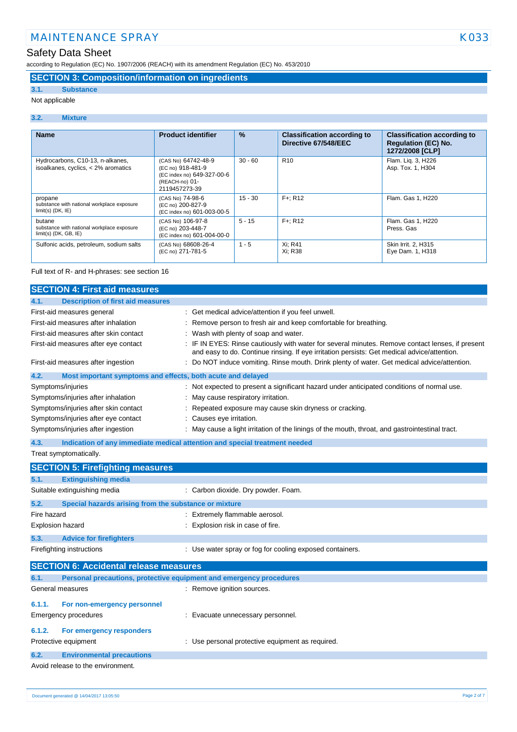## SECTION 3: Composition/information on ingredients

### 3.1. Substance

Not applicable

### 3.2. Mixture

| Name | Product identifier | % | Classification according to Directive 67/548/EEC | Classification according to Regulation (EC) No. 1272/2008 [CLP] |
|---|---|---|---|---|
| Hydrocarbons, C10-13, n-alkanes, isoalkanes, cyclics, < 2% aromatics | (CAS No) 64742-48-9<br>(EC no) 918-481-9<br>(EC index no) 649-327-00-6<br>(REACH-no) 01-2119457273-39 | 30 - 60 | R10 | Flam. Liq. 3, H226<br>Asp. Tox. 1, H304 |
| propane<br>substance with national workplace exposure limit(s) (DK, IE) | (CAS No) 74-98-6<br>(EC no) 200-827-9<br>(EC index no) 601-003-00-5 | 15 - 30 | F+; R12 | Flam. Gas 1, H220 |
| butane<br>substance with national workplace exposure limit(s) (DK, GB, IE) | (CAS No) 106-97-8<br>(EC no) 203-448-7<br>(EC index no) 601-004-00-0 | 5 - 15 | F+; R12 | Flam. Gas 1, H220<br>Press. Gas |
| Sulfonic acids, petroleum, sodium salts | (CAS No) 68608-26-4<br>(EC no) 271-781-5 | 1 - 5 | Xi; R41<br>Xi; R38 | Skin Irrit. 2, H315<br>Eye Dam. 1, H318 |

Full text of R- and H-phrases: see section 16

## SECTION 4: First aid measures

### 4.1. Description of first aid measures

- First-aid measures general : Get medical advice/attention if you feel unwell.
- First-aid measures after inhalation : Remove person to fresh air and keep comfortable for breathing.
- First-aid measures after skin contact : Wash with plenty of soap and water.
- First-aid measures after eye contact : IF IN EYES: Rinse cautiously with water for several minutes. Remove contact lenses, if present and easy to do. Continue rinsing. If eye irritation persists: Get medical advice/attention.
- First-aid measures after ingestion : Do NOT induce vomiting. Rinse mouth. Drink plenty of water. Get medical advice/attention.

### 4.2. Most important symptoms and effects, both acute and delayed

- Symptoms/injuries : Not expected to present a significant hazard under anticipated conditions of normal use.
- Symptoms/injuries after inhalation : May cause respiratory irritation.
- Symptoms/injuries after skin contact : Repeated exposure may cause skin dryness or cracking.
- Symptoms/injuries after eye contact : Causes eye irritation.
- Symptoms/injuries after ingestion : May cause a light irritation of the linings of the mouth, throat, and gastrointestinal tract.

### 4.3. Indication of any immediate medical attention and special treatment needed

Treat symptomatically.

## SECTION 5: Firefighting measures

### 5.1. Extinguishing media

- Suitable extinguishing media : Carbon dioxide. Dry powder. Foam.

### 5.2. Special hazards arising from the substance or mixture

- Fire hazard : Extremely flammable aerosol.
- Explosion hazard : Explosion risk in case of fire.

### 5.3. Advice for firefighters

- Firefighting instructions : Use water spray or fog for cooling exposed containers.

## SECTION 6: Accidental release measures

### 6.1. Personal precautions, protective equipment and emergency procedures

- General measures : Remove ignition sources.

#### 6.1.1. For non-emergency personnel

- Emergency procedures : Evacuate unnecessary personnel.

#### 6.1.2. For emergency responders

- Protective equipment : Use personal protective equipment as required.

### 6.2. Environmental precautions

Avoid release to the environment.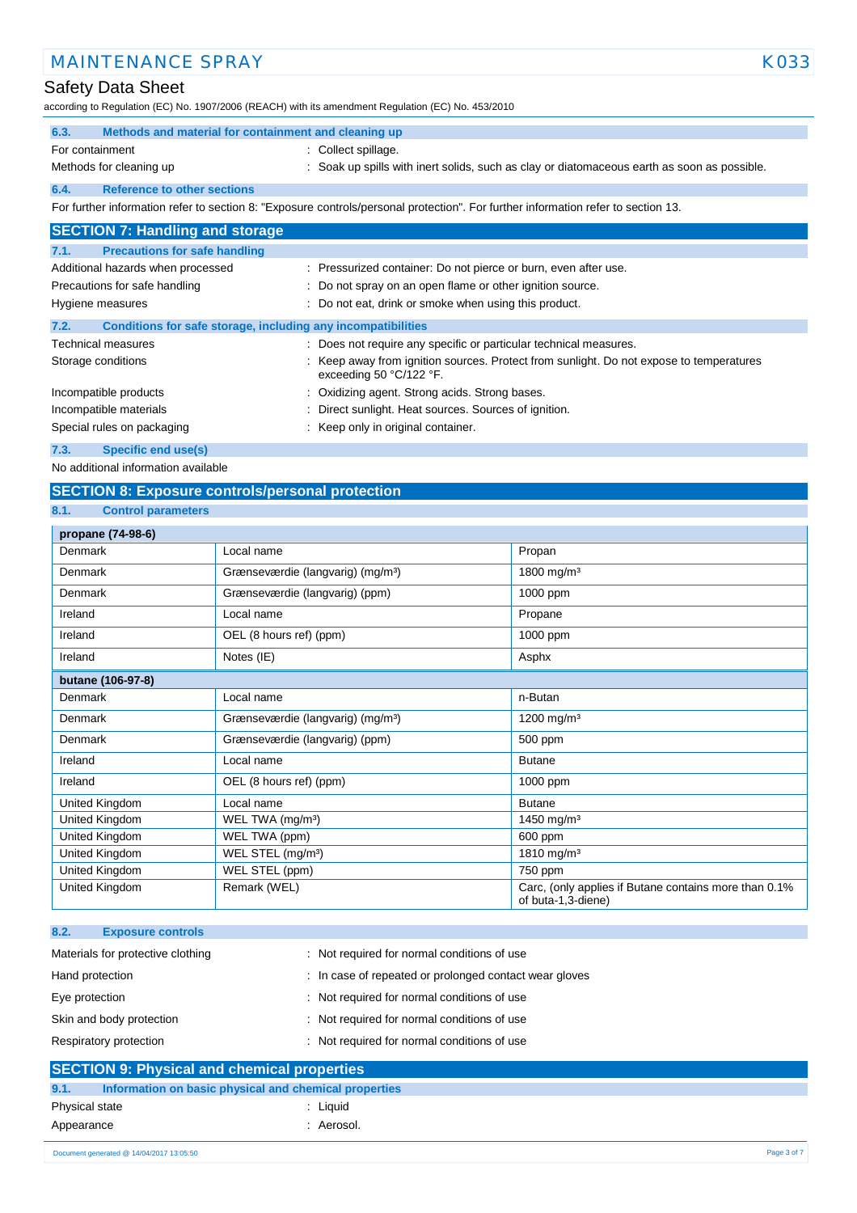### 6.3. Methods and material for containment and cleaning up

For containment : Collect spillage.

Methods for cleaning up : Soak up spills with inert solids, such as clay or diatomaceous earth as soon as possible.

### 6.4. Reference to other sections

For further information refer to section 8: "Exposure controls/personal protection". For further information refer to section 13.

## SECTION 7: Handling and storage

### 7.1. Precautions for safe handling

Additional hazards when processed : Pressurized container: Do not pierce or burn, even after use.

Precautions for safe handling : Do not spray on an open flame or other ignition source.

Hygiene measures : Do not eat, drink or smoke when using this product.

### 7.2. Conditions for safe storage, including any incompatibilities

Technical measures : Does not require any specific or particular technical measures.

Storage conditions : Keep away from ignition sources. Protect from sunlight. Do not expose to temperatures exceeding 50 °C/122 °F.

Incompatible products : Oxidizing agent. Strong acids. Strong bases.

Incompatible materials : Direct sunlight. Heat sources. Sources of ignition.

Special rules on packaging : Keep only in original container.

### 7.3. Specific end use(s)

No additional information available

## SECTION 8: Exposure controls/personal protection

### 8.1. Control parameters

| propane (74-98-6) | | |
|---|---|---|
| Denmark | Local name | Propan |
| Denmark | Grænseværdie (langvarig) (mg/m³) | 1800 mg/m³ |
| Denmark | Grænseværdie (langvarig) (ppm) | 1000 ppm |
| Ireland | Local name | Propane |
| Ireland | OEL (8 hours ref) (ppm) | 1000 ppm |
| Ireland | Notes (IE) | Asphx |

| butane (106-97-8) | | |
|---|---|---|
| Denmark | Local name | n-Butan |
| Denmark | Grænseværdie (langvarig) (mg/m³) | 1200 mg/m³ |
| Denmark | Grænseværdie (langvarig) (ppm) | 500 ppm |
| Ireland | Local name | Butane |
| Ireland | OEL (8 hours ref) (ppm) | 1000 ppm |
| United Kingdom | Local name | Butane |
| United Kingdom | WEL TWA (mg/m³) | 1450 mg/m³ |
| United Kingdom | WEL TWA (ppm) | 600 ppm |
| United Kingdom | WEL STEL (mg/m³) | 1810 mg/m³ |
| United Kingdom | WEL STEL (ppm) | 750 ppm |
| United Kingdom | Remark (WEL) | Carc, (only applies if Butane contains more than 0.1% of buta-1,3-diene) |

### 8.2. Exposure controls

Materials for protective clothing : Not required for normal conditions of use

Hand protection : In case of repeated or prolonged contact wear gloves

Eye protection : Not required for normal conditions of use

Skin and body protection : Not required for normal conditions of use

Respiratory protection : Not required for normal conditions of use

## SECTION 9: Physical and chemical properties

### 9.1. Information on basic physical and chemical properties

Physical state : Liquid

Appearance : Aerosol.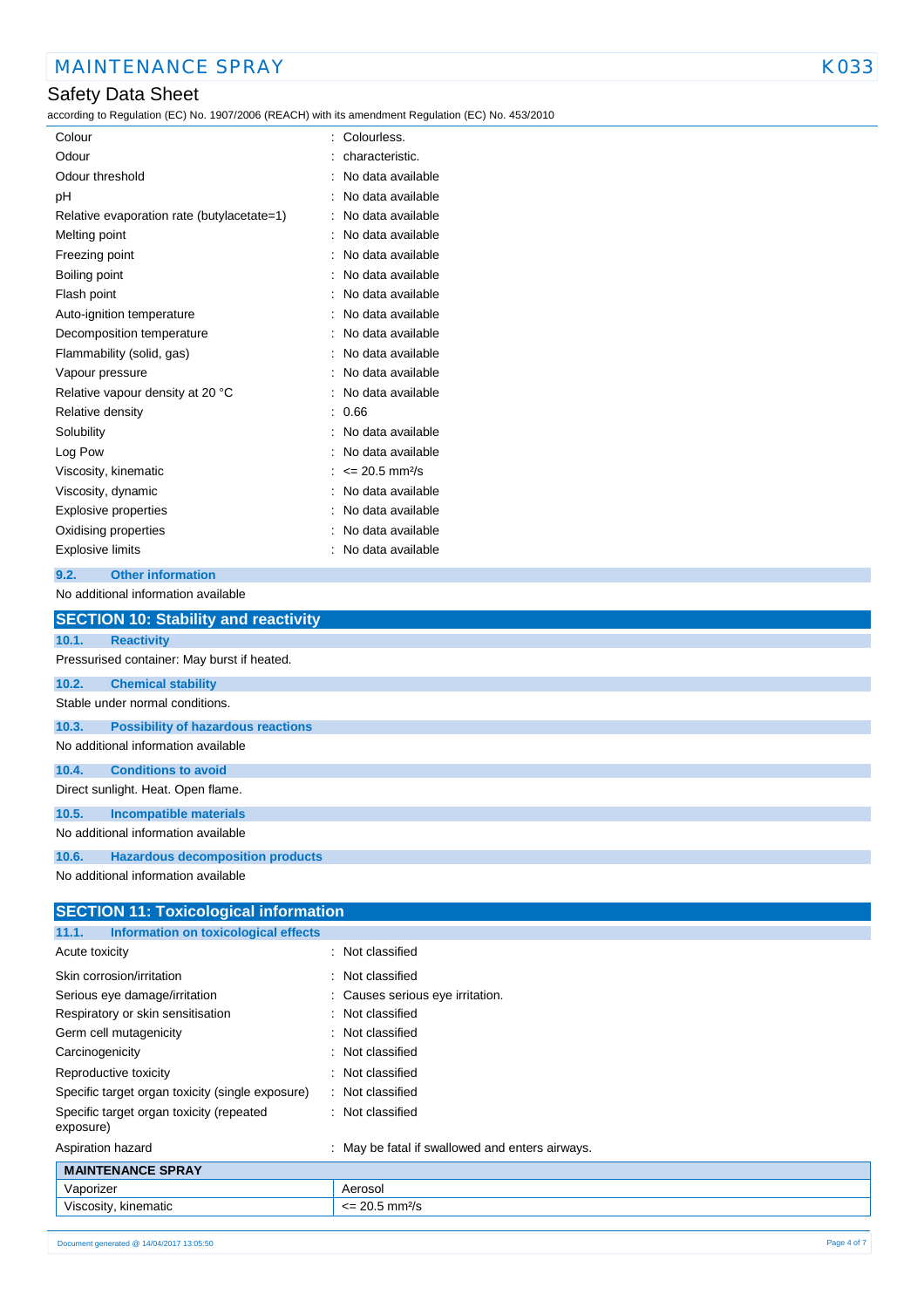| | |
|---|---|
| Colour | : Colourless. |
| Odour | : characteristic. |
| Odour threshold | : No data available |
| pH | : No data available |
| Relative evaporation rate (butylacetate=1) | : No data available |
| Melting point | : No data available |
| Freezing point | : No data available |
| Boiling point | : No data available |
| Flash point | : No data available |
| Auto-ignition temperature | : No data available |
| Decomposition temperature | : No data available |
| Flammability (solid, gas) | : No data available |
| Vapour pressure | : No data available |
| Relative vapour density at 20 °C | : No data available |
| Relative density | : 0.66 |
| Solubility | : No data available |
| Log Pow | : No data available |
| Viscosity, kinematic | : <= 20.5 mm²/s |
| Viscosity, dynamic | : No data available |
| Explosive properties | : No data available |
| Oxidising properties | : No data available |
| Explosive limits | : No data available |

### 9.2. Other information

No additional information available

## SECTION 10: Stability and reactivity

### 10.1. Reactivity

Pressurised container: May burst if heated.

### 10.2. Chemical stability

Stable under normal conditions.

### 10.3. Possibility of hazardous reactions

No additional information available

### 10.4. Conditions to avoid

Direct sunlight. Heat. Open flame.

### 10.5. Incompatible materials

No additional information available

### 10.6. Hazardous decomposition products

No additional information available

## SECTION 11: Toxicological information

### 11.1. Information on toxicological effects

| | |
|---|---|
| Acute toxicity | : Not classified |
| Skin corrosion/irritation | : Not classified |
| Serious eye damage/irritation | : Causes serious eye irritation. |
| Respiratory or skin sensitisation | : Not classified |
| Germ cell mutagenicity | : Not classified |
| Carcinogenicity | : Not classified |
| Reproductive toxicity | : Not classified |
| Specific target organ toxicity (single exposure) | : Not classified |
| Specific target organ toxicity (repeated exposure) | : Not classified |
| Aspiration hazard | : May be fatal if swallowed and enters airways. |

| MAINTENANCE SPRAY | |
|---|---|
| Vaporizer | Aerosol |
| Viscosity, kinematic | <= 20.5 mm²/s |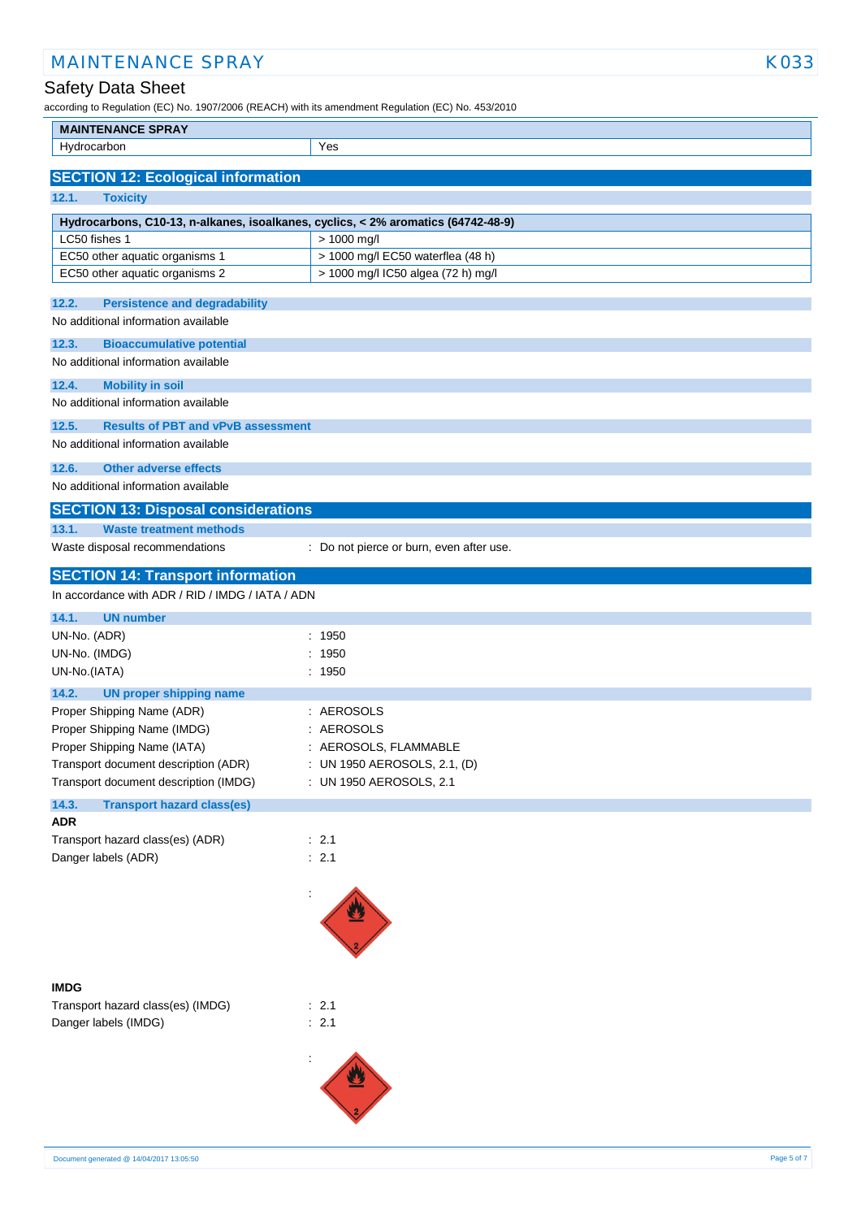| MAINTENANCE SPRAY | |
|---|---|
| Hydrocarbon | Yes |

## SECTION 12: Ecological information

### 12.1. Toxicity

| Hydrocarbons, C10-13, n-alkanes, isoalkanes, cyclics, < 2% aromatics (64742-48-9) | |
|---|---|
| LC50 fishes 1 | > 1000 mg/l |
| EC50 other aquatic organisms 1 | > 1000 mg/l EC50 waterflea (48 h) |
| EC50 other aquatic organisms 2 | > 1000 mg/l IC50 algea (72 h) mg/l |

### 12.2. Persistence and degradability

No additional information available

### 12.3. Bioaccumulative potential

No additional information available

### 12.4. Mobility in soil

No additional information available

### 12.5. Results of PBT and vPvB assessment

No additional information available

### 12.6. Other adverse effects

No additional information available

## SECTION 13: Disposal considerations

### 13.1. Waste treatment methods

Waste disposal recommendations : Do not pierce or burn, even after use.

## SECTION 14: Transport information

In accordance with ADR / RID / IMDG / IATA / ADN

### 14.1. UN number

UN-No. (ADR) : 1950

UN-No. (IMDG) : 1950

UN-No.(IATA) : 1950

### 14.2. UN proper shipping name

Proper Shipping Name (ADR) : AEROSOLS

Proper Shipping Name (IMDG) : AEROSOLS

Proper Shipping Name (IATA) : AEROSOLS, FLAMMABLE

Transport document description (ADR) : UN 1950 AEROSOLS, 2.1, (D)

Transport document description (IMDG) : UN 1950 AEROSOLS, 2.1

### 14.3. Transport hazard class(es)

**ADR**

Transport hazard class(es) (ADR) : 2.1

Danger labels (ADR) : 2.1

:

**IMDG**

Transport hazard class(es) (IMDG) : 2.1

Danger labels (IMDG) : 2.1

: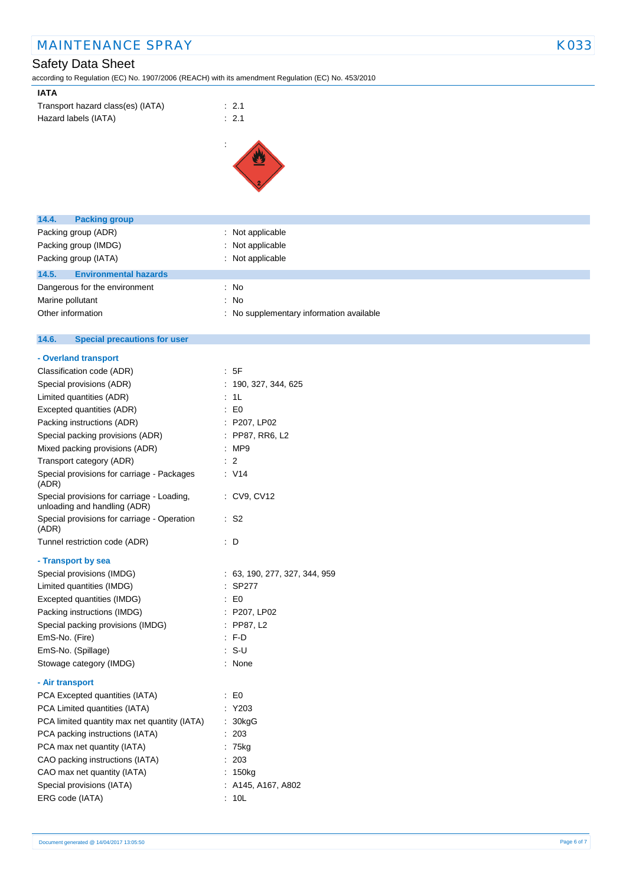**IATA**

| | |
|---|---|
| Transport hazard class(es) (IATA) | : 2.1 |
| Hazard labels (IATA) | : 2.1 |
| | : |

### 14.4. Packing group

| | |
|---|---|
| Packing group (ADR) | : Not applicable |
| Packing group (IMDG) | : Not applicable |
| Packing group (IATA) | : Not applicable |

### 14.5. Environmental hazards

| | |
|---|---|
| Dangerous for the environment | : No |
| Marine pollutant | : No |
| Other information | : No supplementary information available |

### 14.6. Special precautions for user

**- Overland transport**

| | |
|---|---|
| Classification code (ADR) | : 5F |
| Special provisions (ADR) | : 190, 327, 344, 625 |
| Limited quantities (ADR) | : 1L |
| Excepted quantities (ADR) | : E0 |
| Packing instructions (ADR) | : P207, LP02 |
| Special packing provisions (ADR) | : PP87, RR6, L2 |
| Mixed packing provisions (ADR) | : MP9 |
| Transport category (ADR) | : 2 |
| Special provisions for carriage - Packages (ADR) | : V14 |
| Special provisions for carriage - Loading, unloading and handling (ADR) | : CV9, CV12 |
| Special provisions for carriage - Operation (ADR) | : S2 |
| Tunnel restriction code (ADR) | : D |

**- Transport by sea**

| | |
|---|---|
| Special provisions (IMDG) | : 63, 190, 277, 327, 344, 959 |
| Limited quantities (IMDG) | : SP277 |
| Excepted quantities (IMDG) | : E0 |
| Packing instructions (IMDG) | : P207, LP02 |
| Special packing provisions (IMDG) | : PP87, L2 |
| EmS-No. (Fire) | : F-D |
| EmS-No. (Spillage) | : S-U |
| Stowage category (IMDG) | : None |

**- Air transport**

| | |
|---|---|
| PCA Excepted quantities (IATA) | : E0 |
| PCA Limited quantities (IATA) | : Y203 |
| PCA limited quantity max net quantity (IATA) | : 30kgG |
| PCA packing instructions (IATA) | : 203 |
| PCA max net quantity (IATA) | : 75kg |
| CAO packing instructions (IATA) | : 203 |
| CAO max net quantity (IATA) | : 150kg |
| Special provisions (IATA) | : A145, A167, A802 |
| ERG code (IATA) | : 10L |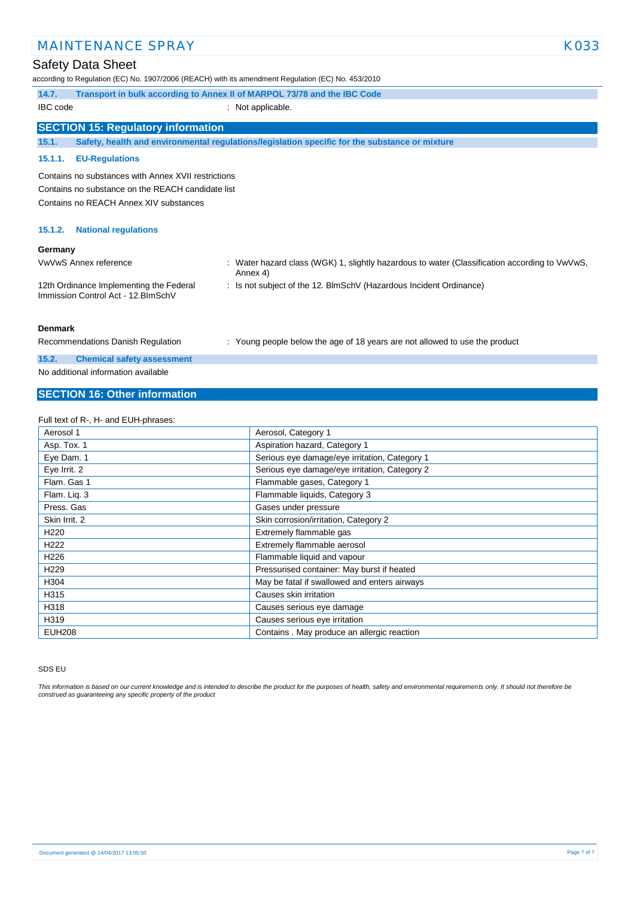### 14.7. Transport in bulk according to Annex II of MARPOL 73/78 and the IBC Code

IBC code : Not applicable.

## SECTION 15: Regulatory information

### 15.1. Safety, health and environmental regulations/legislation specific for the substance or mixture

#### 15.1.1. EU-Regulations

Contains no substances with Annex XVII restrictions

Contains no substance on the REACH candidate list

Contains no REACH Annex XIV substances

#### 15.1.2. National regulations

**Germany**

VwVwS Annex reference : Water hazard class (WGK) 1, slightly hazardous to water (Classification according to VwVwS, Annex 4)

12th Ordinance Implementing the Federal Immission Control Act - 12.BImSchV : Is not subject of the 12. BlmSchV (Hazardous Incident Ordinance)

**Denmark**

Recommendations Danish Regulation : Young people below the age of 18 years are not allowed to use the product

### 15.2. Chemical safety assessment

No additional information available

## SECTION 16: Other information

Full text of R-, H- and EUH-phrases:

| | |
|---|---|
| Aerosol 1 | Aerosol, Category 1 |
| Asp. Tox. 1 | Aspiration hazard, Category 1 |
| Eye Dam. 1 | Serious eye damage/eye irritation, Category 1 |
| Eye Irrit. 2 | Serious eye damage/eye irritation, Category 2 |
| Flam. Gas 1 | Flammable gases, Category 1 |
| Flam. Liq. 3 | Flammable liquids, Category 3 |
| Press. Gas | Gases under pressure |
| Skin Irrit. 2 | Skin corrosion/irritation, Category 2 |
| H220 | Extremely flammable gas |
| H222 | Extremely flammable aerosol |
| H226 | Flammable liquid and vapour |
| H229 | Pressurised container: May burst if heated |
| H304 | May be fatal if swallowed and enters airways |
| H315 | Causes skin irritation |
| H318 | Causes serious eye damage |
| H319 | Causes serious eye irritation |
| EUH208 | Contains . May produce an allergic reaction |

SDS EU

*This information is based on our current knowledge and is intended to describe the product for the purposes of health, safety and environmental requirements only. It should not therefore be construed as guaranteeing any specific property of the product*